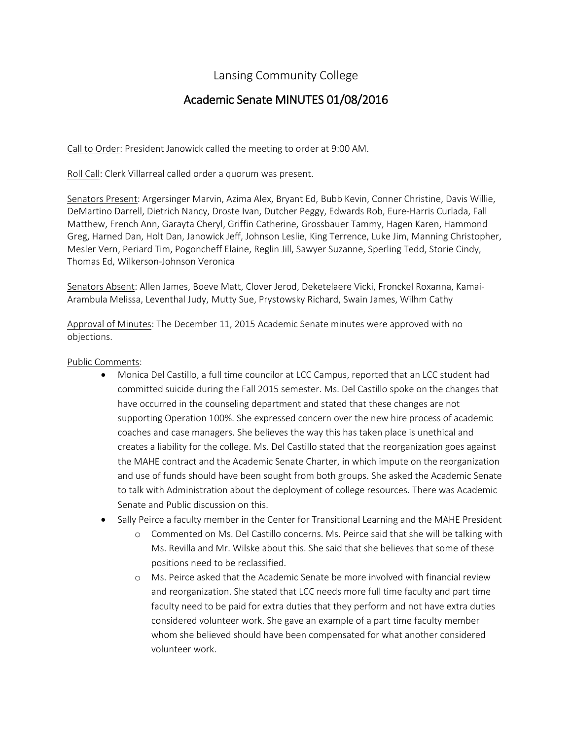# Lansing Community College

## Academic Senate MINUTES 01/08/2016

Call to Order: President Janowick called the meeting to order at 9:00 AM.

Roll Call: Clerk Villarreal called order a quorum was present.

Senators Present: Argersinger Marvin, Azima Alex, Bryant Ed, Bubb Kevin, Conner Christine, Davis Willie, DeMartino Darrell, Dietrich Nancy, Droste Ivan, Dutcher Peggy, Edwards Rob, Eure-Harris Curlada, Fall Matthew, French Ann, Garayta Cheryl, Griffin Catherine, Grossbauer Tammy, Hagen Karen, Hammond Greg, Harned Dan, Holt Dan, Janowick Jeff, Johnson Leslie, King Terrence, Luke Jim, Manning Christopher, Mesler Vern, Periard Tim, Pogoncheff Elaine, Reglin Jill, Sawyer Suzanne, Sperling Tedd, Storie Cindy, Thomas Ed, Wilkerson-Johnson Veronica

Senators Absent: Allen James, Boeve Matt, Clover Jerod, Deketelaere Vicki, Fronckel Roxanna, Kamai-Arambula Melissa, Leventhal Judy, Mutty Sue, Prystowsky Richard, Swain James, Wilhm Cathy

Approval of Minutes: The December 11, 2015 Academic Senate minutes were approved with no objections.

Public Comments:

- Monica Del Castillo, a full time councilor at LCC Campus, reported that an LCC student had committed suicide during the Fall 2015 semester. Ms. Del Castillo spoke on the changes that have occurred in the counseling department and stated that these changes are not supporting Operation 100%. She expressed concern over the new hire process of academic coaches and case managers. She believes the way this has taken place is unethical and creates a liability for the college. Ms. Del Castillo stated that the reorganization goes against the MAHE contract and the Academic Senate Charter, in which impute on the reorganization and use of funds should have been sought from both groups. She asked the Academic Senate to talk with Administration about the deployment of college resources. There was Academic Senate and Public discussion on this.
- Sally Peirce a faculty member in the Center for Transitional Learning and the MAHE President
  - Commented on Ms. Del Castillo concerns. Ms. Peirce said that she will be talking with Ms. Revilla and Mr. Wilske about this. She said that she believes that some of these positions need to be reclassified.
  - Ms. Peirce asked that the Academic Senate be more involved with financial review and reorganization. She stated that LCC needs more full time faculty and part time faculty need to be paid for extra duties that they perform and not have extra duties considered volunteer work. She gave an example of a part time faculty member whom she believed should have been compensated for what another considered volunteer work.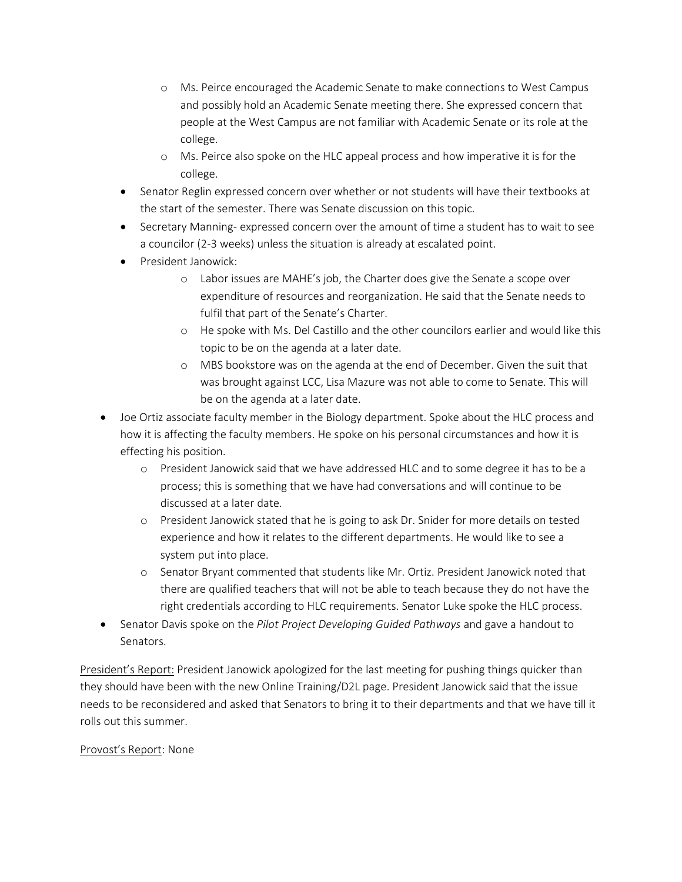- Ms. Peirce encouraged the Academic Senate to make connections to West Campus and possibly hold an Academic Senate meeting there. She expressed concern that people at the West Campus are not familiar with Academic Senate or its role at the college.
    - Ms. Peirce also spoke on the HLC appeal process and how imperative it is for the college.
  - Senator Reglin expressed concern over whether or not students will have their textbooks at the start of the semester. There was Senate discussion on this topic.
  - Secretary Manning- expressed concern over the amount of time a student has to wait to see a councilor (2-3 weeks) unless the situation is already at escalated point.
  - President Janowick:
    - Labor issues are MAHE's job, the Charter does give the Senate a scope over expenditure of resources and reorganization. He said that the Senate needs to fulfil that part of the Senate's Charter.
    - He spoke with Ms. Del Castillo and the other councilors earlier and would like this topic to be on the agenda at a later date.
    - MBS bookstore was on the agenda at the end of December. Given the suit that was brought against LCC, Lisa Mazure was not able to come to Senate. This will be on the agenda at a later date.
- Joe Ortiz associate faculty member in the Biology department. Spoke about the HLC process and how it is affecting the faculty members. He spoke on his personal circumstances and how it is effecting his position.
  - President Janowick said that we have addressed HLC and to some degree it has to be a process; this is something that we have had conversations and will continue to be discussed at a later date.
  - President Janowick stated that he is going to ask Dr. Snider for more details on tested experience and how it relates to the different departments. He would like to see a system put into place.
  - Senator Bryant commented that students like Mr. Ortiz. President Janowick noted that there are qualified teachers that will not be able to teach because they do not have the right credentials according to HLC requirements. Senator Luke spoke the HLC process.
- Senator Davis spoke on the *Pilot Project Developing Guided Pathways* and gave a handout to Senators.

<u>President's Report:</u> President Janowick apologized for the last meeting for pushing things quicker than they should have been with the new Online Training/D2L page. President Janowick said that the issue needs to be reconsidered and asked that Senators to bring it to their departments and that we have till it rolls out this summer.

<u>Provost's Report</u>: None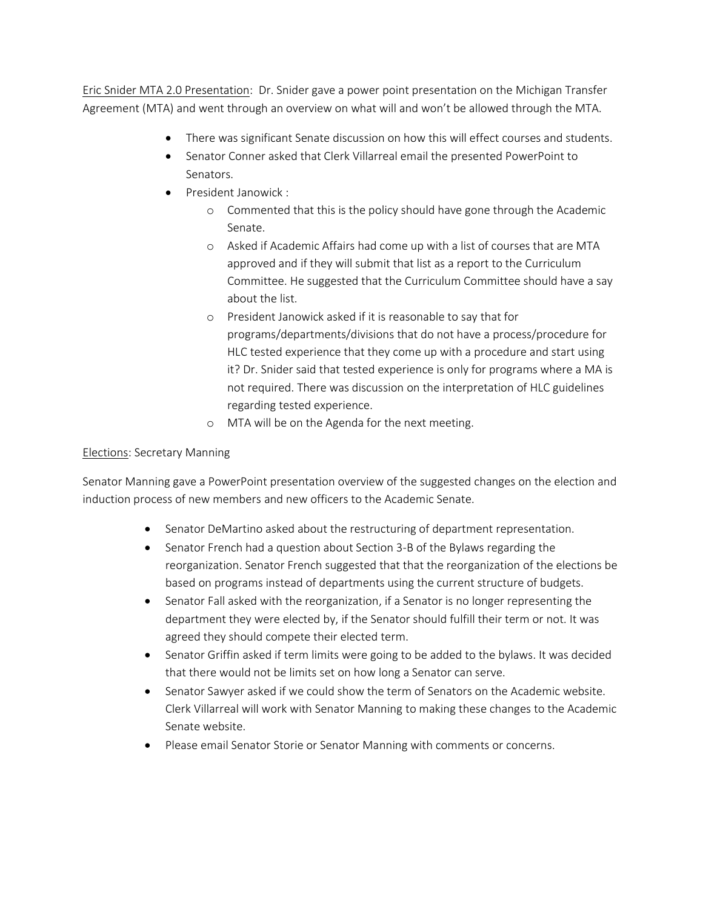<u>Eric Snider MTA 2.0 Presentation</u>: Dr. Snider gave a power point presentation on the Michigan Transfer Agreement (MTA) and went through an overview on what will and won't be allowed through the MTA.

- There was significant Senate discussion on how this will effect courses and students.
- Senator Conner asked that Clerk Villarreal email the presented PowerPoint to Senators.
- President Janowick :
    - Commented that this is the policy should have gone through the Academic Senate.
    - Asked if Academic Affairs had come up with a list of courses that are MTA approved and if they will submit that list as a report to the Curriculum Committee. He suggested that the Curriculum Committee should have a say about the list.
    - President Janowick asked if it is reasonable to say that for programs/departments/divisions that do not have a process/procedure for HLC tested experience that they come up with a procedure and start using it? Dr. Snider said that tested experience is only for programs where a MA is not required. There was discussion on the interpretation of HLC guidelines regarding tested experience.
    - MTA will be on the Agenda for the next meeting.

<u>Elections</u>: Secretary Manning

Senator Manning gave a PowerPoint presentation overview of the suggested changes on the election and induction process of new members and new officers to the Academic Senate.

- Senator DeMartino asked about the restructuring of department representation.
- Senator French had a question about Section 3-B of the Bylaws regarding the reorganization. Senator French suggested that that the reorganization of the elections be based on programs instead of departments using the current structure of budgets.
- Senator Fall asked with the reorganization, if a Senator is no longer representing the department they were elected by, if the Senator should fulfill their term or not. It was agreed they should compete their elected term.
- Senator Griffin asked if term limits were going to be added to the bylaws. It was decided that there would not be limits set on how long a Senator can serve.
- Senator Sawyer asked if we could show the term of Senators on the Academic website. Clerk Villarreal will work with Senator Manning to making these changes to the Academic Senate website.
- Please email Senator Storie or Senator Manning with comments or concerns.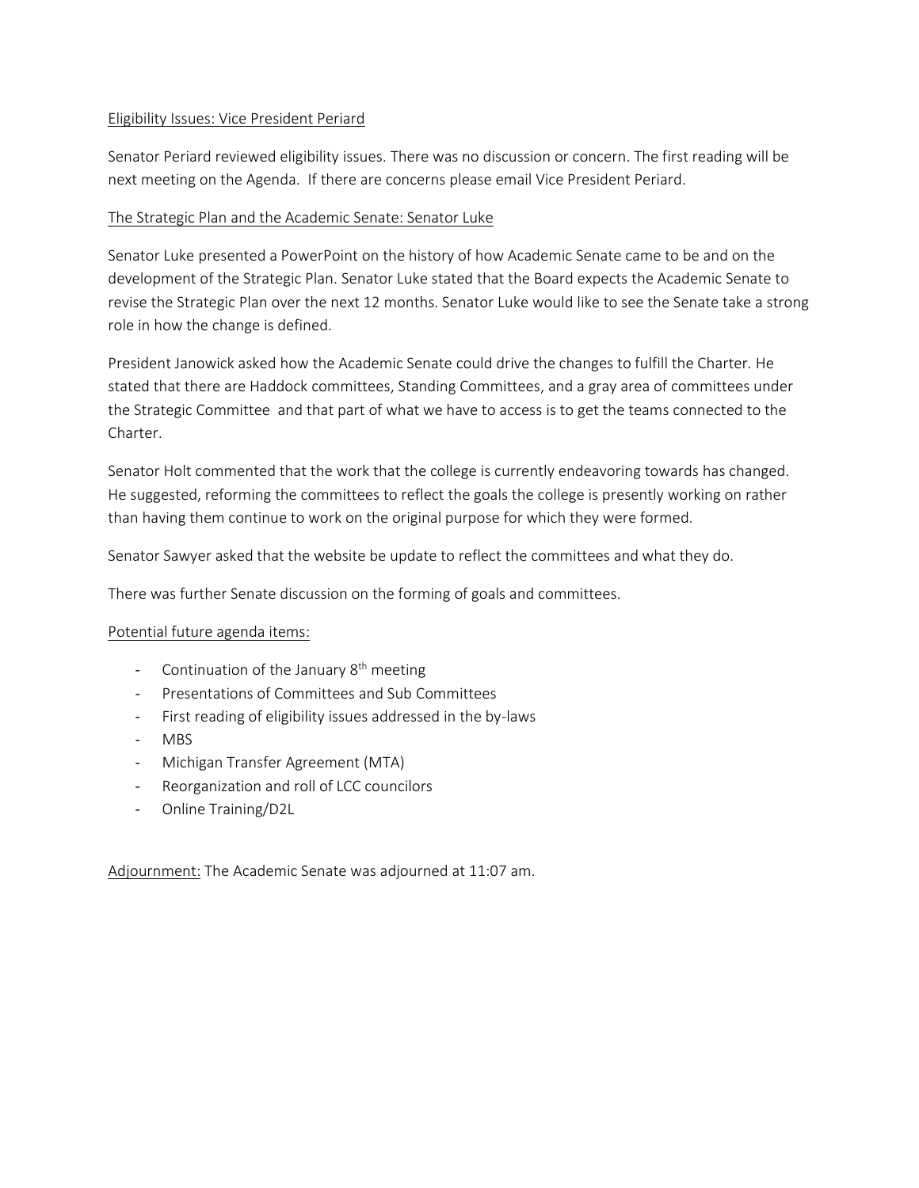Eligibility Issues: Vice President Periard

Senator Periard reviewed eligibility issues. There was no discussion or concern. The first reading will be next meeting on the Agenda. If there are concerns please email Vice President Periard.

The Strategic Plan and the Academic Senate: Senator Luke

Senator Luke presented a PowerPoint on the history of how Academic Senate came to be and on the development of the Strategic Plan. Senator Luke stated that the Board expects the Academic Senate to revise the Strategic Plan over the next 12 months. Senator Luke would like to see the Senate take a strong role in how the change is defined.

President Janowick asked how the Academic Senate could drive the changes to fulfill the Charter. He stated that there are Haddock committees, Standing Committees, and a gray area of committees under the Strategic Committee and that part of what we have to access is to get the teams connected to the Charter.

Senator Holt commented that the work that the college is currently endeavoring towards has changed. He suggested, reforming the committees to reflect the goals the college is presently working on rather than having them continue to work on the original purpose for which they were formed.

Senator Sawyer asked that the website be update to reflect the committees and what they do.

There was further Senate discussion on the forming of goals and committees.

Potential future agenda items:

- Continuation of the January 8th meeting
- Presentations of Committees and Sub Committees
- First reading of eligibility issues addressed in the by-laws
- MBS
- Michigan Transfer Agreement (MTA)
- Reorganization and roll of LCC councilors
- Online Training/D2L

Adjournment: The Academic Senate was adjourned at 11:07 am.